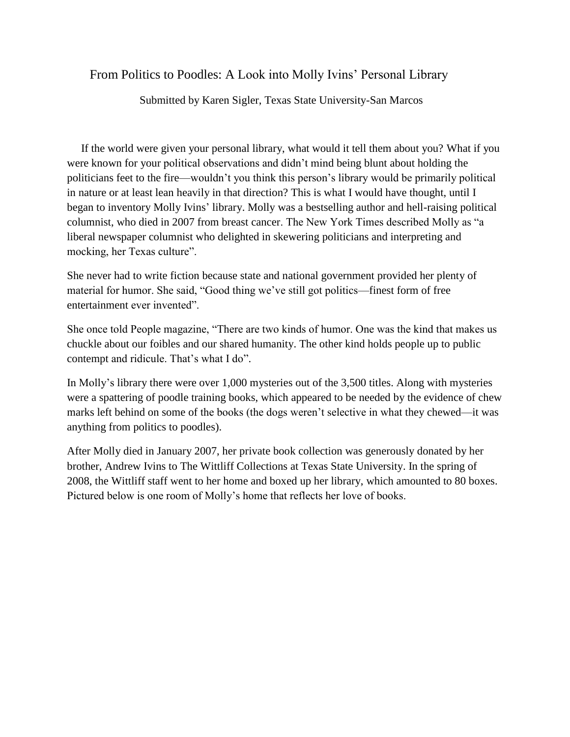# From Politics to Poodles: A Look into Molly Ivins' Personal Library

Submitted by Karen Sigler, Texas State University-San Marcos

If the world were given your personal library, what would it tell them about you? What if you were known for your political observations and didn't mind being blunt about holding the politicians feet to the fire—wouldn't you think this person's library would be primarily political in nature or at least lean heavily in that direction? This is what I would have thought, until I began to inventory Molly Ivins' library. Molly was a bestselling author and hell-raising political columnist, who died in 2007 from breast cancer. The New York Times described Molly as "a liberal newspaper columnist who delighted in skewering politicians and interpreting and mocking, her Texas culture".

She never had to write fiction because state and national government provided her plenty of material for humor. She said, "Good thing we've still got politics—finest form of free entertainment ever invented".

She once told People magazine, "There are two kinds of humor. One was the kind that makes us chuckle about our foibles and our shared humanity. The other kind holds people up to public contempt and ridicule. That's what I do".

In Molly's library there were over 1,000 mysteries out of the 3,500 titles. Along with mysteries were a spattering of poodle training books, which appeared to be needed by the evidence of chew marks left behind on some of the books (the dogs weren't selective in what they chewed—it was anything from politics to poodles).

After Molly died in January 2007, her private book collection was generously donated by her brother, Andrew Ivins to The Wittliff Collections at Texas State University. In the spring of 2008, the Wittliff staff went to her home and boxed up her library, which amounted to 80 boxes. Pictured below is one room of Molly's home that reflects her love of books.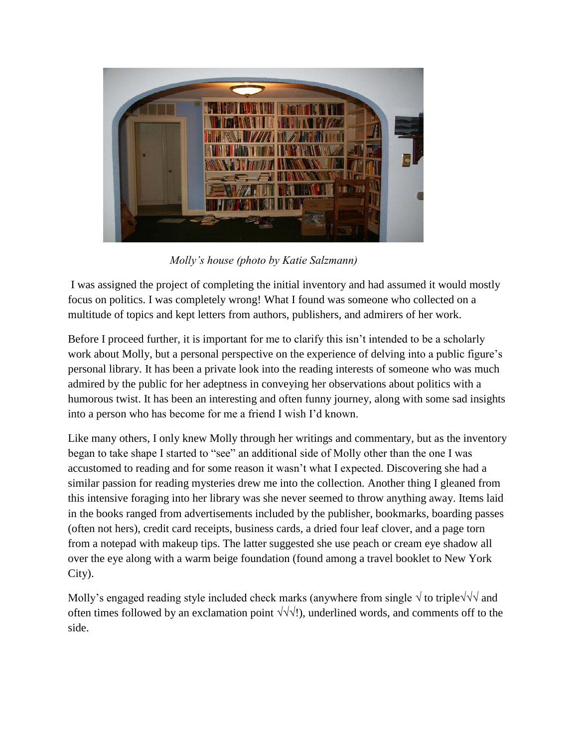*Molly's house (photo by Katie Salzmann)*

I was assigned the project of completing the initial inventory and had assumed it would mostly focus on politics. I was completely wrong! What I found was someone who collected on a multitude of topics and kept letters from authors, publishers, and admirers of her work.

Before I proceed further, it is important for me to clarify this isn't intended to be a scholarly work about Molly, but a personal perspective on the experience of delving into a public figure's personal library. It has been a private look into the reading interests of someone who was much admired by the public for her adeptness in conveying her observations about politics with a humorous twist. It has been an interesting and often funny journey, along with some sad insights into a person who has become for me a friend I wish I'd known.

Like many others, I only knew Molly through her writings and commentary, but as the inventory began to take shape I started to "see" an additional side of Molly other than the one I was accustomed to reading and for some reason it wasn't what I expected. Discovering she had a similar passion for reading mysteries drew me into the collection. Another thing I gleaned from this intensive foraging into her library was she never seemed to throw anything away. Items laid in the books ranged from advertisements included by the publisher, bookmarks, boarding passes (often not hers), credit card receipts, business cards, a dried four leaf clover, and a page torn from a notepad with makeup tips. The latter suggested she use peach or cream eye shadow all over the eye along with a warm beige foundation (found among a travel booklet to New York City).

Molly's engaged reading style included check marks (anywhere from single √ to triple√√√ and often times followed by an exclamation point √√√!), underlined words, and comments off to the side.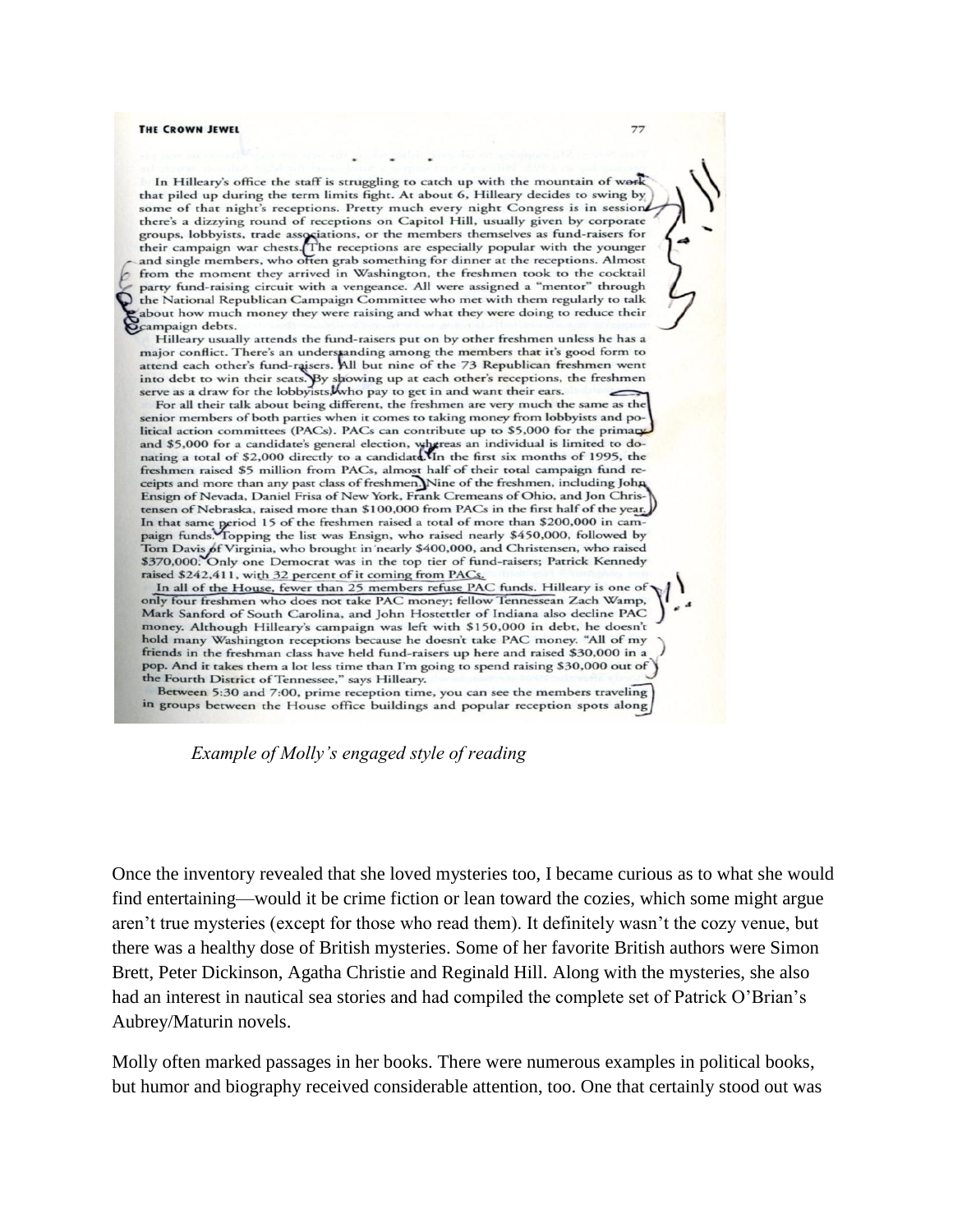THE CROWN JEWEL

77

In Hilleary's office the staff is struggling to catch up with the mountain of work that piled up during the term limits fight. At about 6, Hilleary decides to swing by some of that night's receptions. Pretty much every night Congress is in session there's a dizzying round of receptions on Capitol Hill, usually given by corporate groups, lobbyists, trade associations, or the members themselves as fund-raisers for their campaign war chests. The receptions are especially popular with the younger and single members, who often grab something for dinner at the receptions. Almost from the moment they arrived in Washington, the freshmen took to the cocktail party fund-raising circuit with a vengeance. All were assigned a "mentor" through the National Republican Campaign Committee who met with them regularly to talk about how much money they were raising and what they were doing to reduce their campaign debts.

Hilleary usually attends the fund-raisers put on by other freshmen unless he has a major conflict. There's an understanding among the members that it's good form to attend each other's fund-raisers. All but nine of the 73 Republican freshmen went into debt to win their seats. By showing up at each other's receptions, the freshmen serve as a draw for the lobbyists who pay to get in and want their ears.

For all their talk about being different, the freshmen are very much the same as the senior members of both parties when it comes to taking money from lobbyists and political action committees (PACs). PACs can contribute up to $5,000 for the primary and $5,000 for a candidate's general election, whereas an individual is limited to donating a total of $2,000 directly to a candidate. In the first six months of 1995, the freshmen raised $5 million from PACs, almost half of their total campaign fund receipts and more than any past class of freshmen. Nine of the freshmen, including John Ensign of Nevada, Daniel Frisa of New York, Frank Cremeans of Ohio, and Jon Christensen of Nebraska, raised more than $100,000 from PACs in the first half of the year. In that same period 15 of the freshmen raised a total of more than $200,000 in campaign funds. Topping the list was Ensign, who raised nearly $450,000, followed by Tom Davis of Virginia, who brought in nearly $400,000, and Christensen, who raised $370,000. Only one Democrat was in the top tier of fund-raisers; Patrick Kennedy raised $242,411, with 32 percent of it coming from PACs.

In all of the House, fewer than 25 members refuse PAC funds. Hilleary is one of only four freshmen who does not take PAC money; fellow Tennessean Zach Wamp, Mark Sanford of South Carolina, and John Hostettler of Indiana also decline PAC money. Although Hilleary's campaign was left with $150,000 in debt, he doesn't hold many Washington receptions because he doesn't take PAC money. "All of my friends in the freshman class have held fund-raisers up here and raised $30,000 in a pop. And it takes them a lot less time than I'm going to spend raising $30,000 out of the Fourth District of Tennessee," says Hilleary.

Between 5:30 and 7:00, prime reception time, you can see the members traveling in groups between the House office buildings and popular reception spots along

*Example of Molly's engaged style of reading*

Once the inventory revealed that she loved mysteries too, I became curious as to what she would find entertaining—would it be crime fiction or lean toward the cozies, which some might argue aren't true mysteries (except for those who read them). It definitely wasn't the cozy venue, but there was a healthy dose of British mysteries. Some of her favorite British authors were Simon Brett, Peter Dickinson, Agatha Christie and Reginald Hill. Along with the mysteries, she also had an interest in nautical sea stories and had compiled the complete set of Patrick O'Brian's Aubrey/Maturin novels.

Molly often marked passages in her books. There were numerous examples in political books, but humor and biography received considerable attention, too. One that certainly stood out was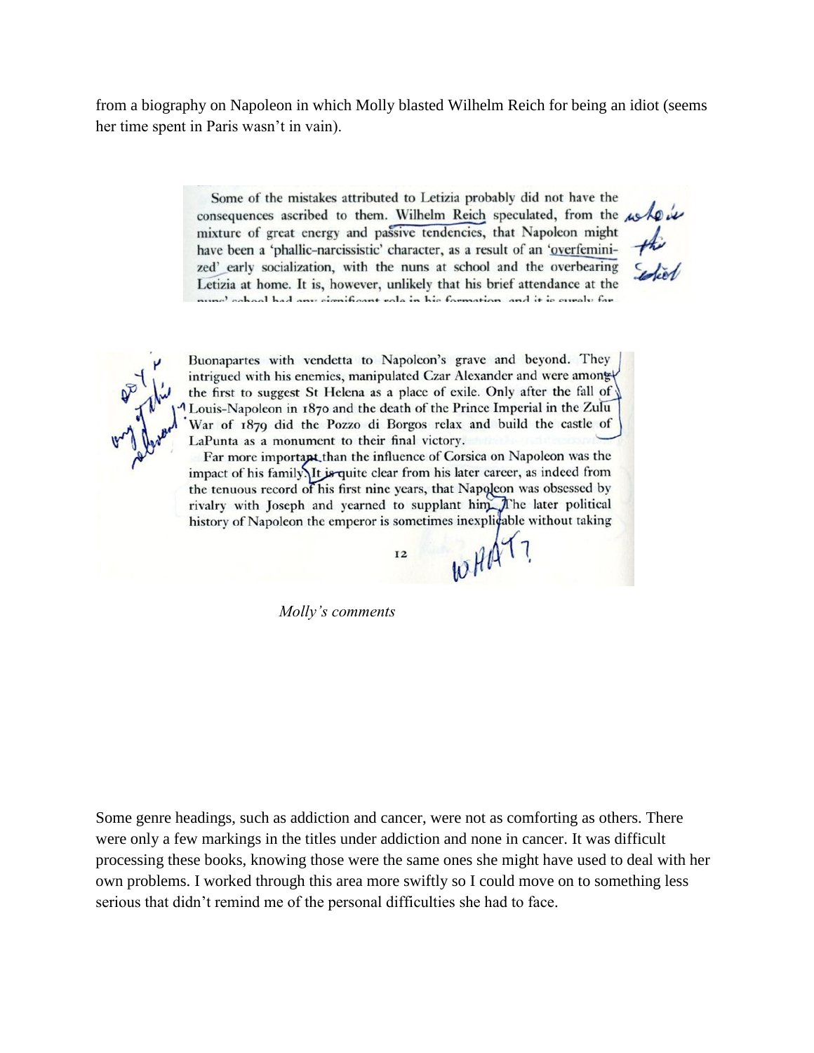from a biography on Napoleon in which Molly blasted Wilhelm Reich for being an idiot (seems her time spent in Paris wasn't in vain).

> Some of the mistakes attributed to Letizia probably did not have the consequences ascribed to them. Wilhelm Reich speculated, from the mixture of great energy and passive tendencies, that Napoleon might have been a 'phallic-narcissistic' character, as a result of an 'overfeminized' early socialization, with the nuns at school and the overbearing Letizia at home. It is, however, unlikely that his brief attendance at the nuns' school had any significant role in his formation, and it is surely far

> Buonapartes with vendetta to Napoleon's grave and beyond. They intrigued with his enemies, manipulated Czar Alexander and were amongst the first to suggest St Helena as a place of exile. Only after the fall of Louis-Napoleon in 1870 and the death of the Prince Imperial in the Zulu War of 1879 did the Pozzo di Borgos relax and build the castle of LaPunta as a monument to their final victory.
>
> Far more important than the influence of Corsica on Napoleon was the impact of his family. It is quite clear from his later career, as indeed from the tenuous record of his first nine years, that Napoleon was obsessed by rivalry with Joseph and yearned to supplant him. The later political history of Napoleon the emperor is sometimes inexplicable without taking

*Molly's comments*

Some genre headings, such as addiction and cancer, were not as comforting as others. There were only a few markings in the titles under addiction and none in cancer. It was difficult processing these books, knowing those were the same ones she might have used to deal with her own problems. I worked through this area more swiftly so I could move on to something less serious that didn't remind me of the personal difficulties she had to face.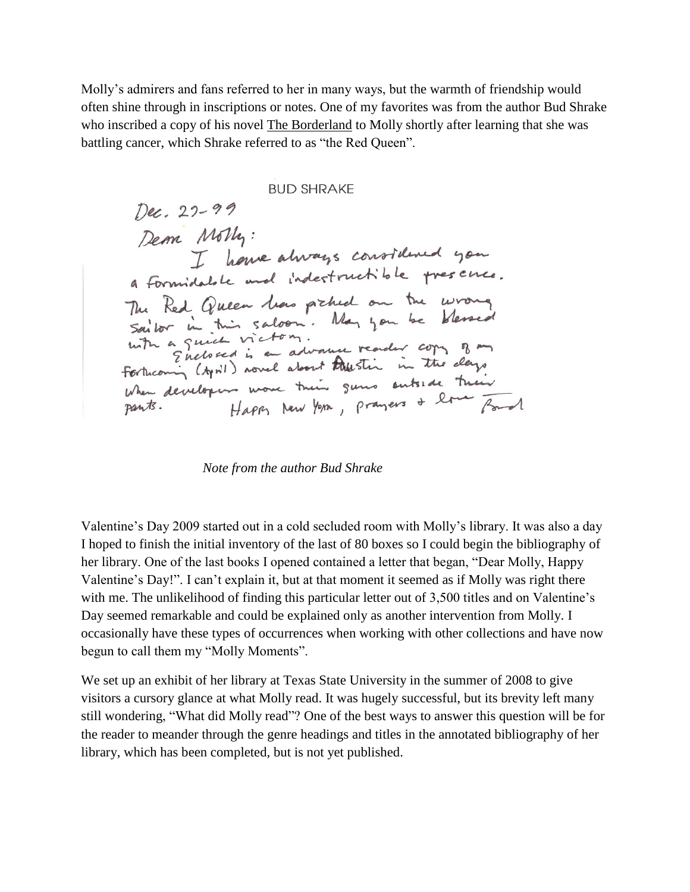Molly's admirers and fans referred to her in many ways, but the warmth of friendship would often shine through in inscriptions or notes. One of my favorites was from the author Bud Shrake who inscribed a copy of his novel The Borderland to Molly shortly after learning that she was battling cancer, which Shrake referred to as "the Red Queen".

BUD SHRAKE

Dec. 22-99

Dear Molly:

I have always considered you a formidable and indestructible presence. The Red Queen has picked on the wrong sailor in this saloon. May you be blessed with a quick victory.

Enclosed is an advance reader copy of my forthcoming (April) novel about Austin in the days when developers wore their guns outside their pants.

Happy New Year, prayers & love Bud

*Note from the author Bud Shrake*

Valentine's Day 2009 started out in a cold secluded room with Molly's library. It was also a day I hoped to finish the initial inventory of the last of 80 boxes so I could begin the bibliography of her library. One of the last books I opened contained a letter that began, "Dear Molly, Happy Valentine's Day!". I can't explain it, but at that moment it seemed as if Molly was right there with me. The unlikelihood of finding this particular letter out of 3,500 titles and on Valentine's Day seemed remarkable and could be explained only as another intervention from Molly. I occasionally have these types of occurrences when working with other collections and have now begun to call them my "Molly Moments".

We set up an exhibit of her library at Texas State University in the summer of 2008 to give visitors a cursory glance at what Molly read. It was hugely successful, but its brevity left many still wondering, "What did Molly read"? One of the best ways to answer this question will be for the reader to meander through the genre headings and titles in the annotated bibliography of her library, which has been completed, but is not yet published.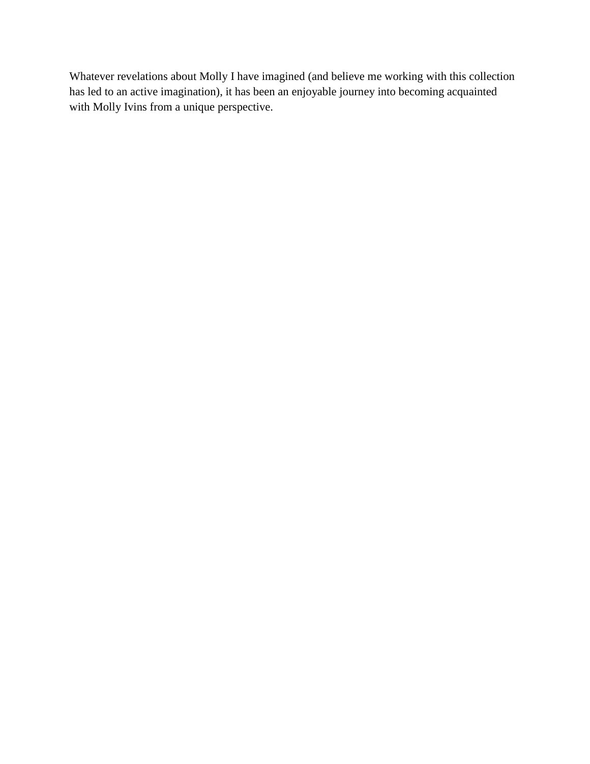Whatever revelations about Molly I have imagined (and believe me working with this collection has led to an active imagination), it has been an enjoyable journey into becoming acquainted with Molly Ivins from a unique perspective.